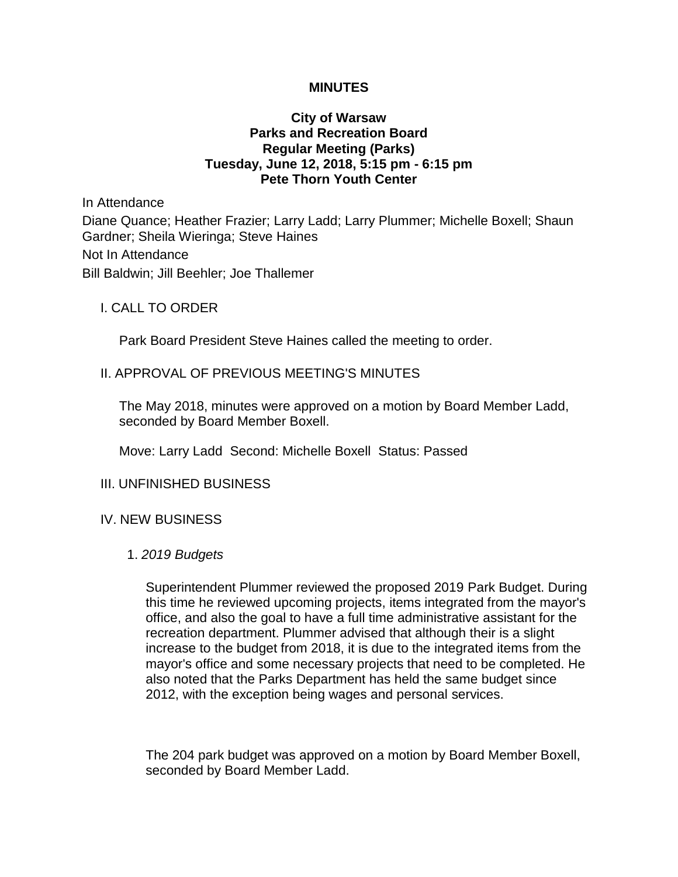**MINUTES**

**City of Warsaw**
**Parks and Recreation Board**
**Regular Meeting (Parks)**
**Tuesday, June 12, 2018, 5:15 pm - 6:15 pm**
**Pete Thorn Youth Center**

In Attendance

Diane Quance; Heather Frazier; Larry Ladd; Larry Plummer; Michelle Boxell; Shaun Gardner; Sheila Wieringa; Steve Haines

Not In Attendance

Bill Baldwin; Jill Beehler; Joe Thallemer

I. CALL TO ORDER

Park Board President Steve Haines called the meeting to order.

II. APPROVAL OF PREVIOUS MEETING'S MINUTES

The May 2018, minutes were approved on a motion by Board Member Ladd, seconded by Board Member Boxell.

Move: Larry Ladd Second: Michelle Boxell Status: Passed

III. UNFINISHED BUSINESS

IV. NEW BUSINESS

1. *2019 Budgets*

Superintendent Plummer reviewed the proposed 2019 Park Budget. During this time he reviewed upcoming projects, items integrated from the mayor's office, and also the goal to have a full time administrative assistant for the recreation department. Plummer advised that although their is a slight increase to the budget from 2018, it is due to the integrated items from the mayor's office and some necessary projects that need to be completed. He also noted that the Parks Department has held the same budget since 2012, with the exception being wages and personal services.

The 204 park budget was approved on a motion by Board Member Boxell, seconded by Board Member Ladd.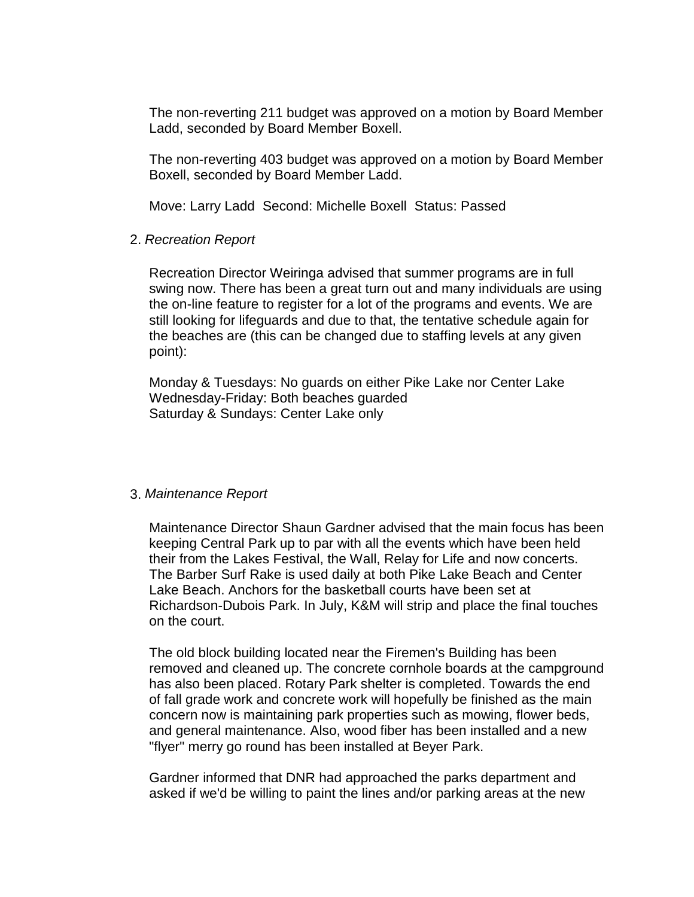The non-reverting 211 budget was approved on a motion by Board Member Ladd, seconded by Board Member Boxell.

The non-reverting 403 budget was approved on a motion by Board Member Boxell, seconded by Board Member Ladd.

Move: Larry Ladd Second: Michelle Boxell Status: Passed

2. *Recreation Report*

Recreation Director Weiringa advised that summer programs are in full swing now. There has been a great turn out and many individuals are using the on-line feature to register for a lot of the programs and events. We are still looking for lifeguards and due to that, the tentative schedule again for the beaches are (this can be changed due to staffing levels at any given point):

Monday & Tuesdays: No guards on either Pike Lake nor Center Lake
Wednesday-Friday: Both beaches guarded
Saturday & Sundays: Center Lake only

3. *Maintenance Report*

Maintenance Director Shaun Gardner advised that the main focus has been keeping Central Park up to par with all the events which have been held their from the Lakes Festival, the Wall, Relay for Life and now concerts. The Barber Surf Rake is used daily at both Pike Lake Beach and Center Lake Beach. Anchors for the basketball courts have been set at Richardson-Dubois Park. In July, K&M will strip and place the final touches on the court.

The old block building located near the Firemen's Building has been removed and cleaned up. The concrete cornhole boards at the campground has also been placed. Rotary Park shelter is completed. Towards the end of fall grade work and concrete work will hopefully be finished as the main concern now is maintaining park properties such as mowing, flower beds, and general maintenance. Also, wood fiber has been installed and a new "flyer" merry go round has been installed at Beyer Park.

Gardner informed that DNR had approached the parks department and asked if we'd be willing to paint the lines and/or parking areas at the new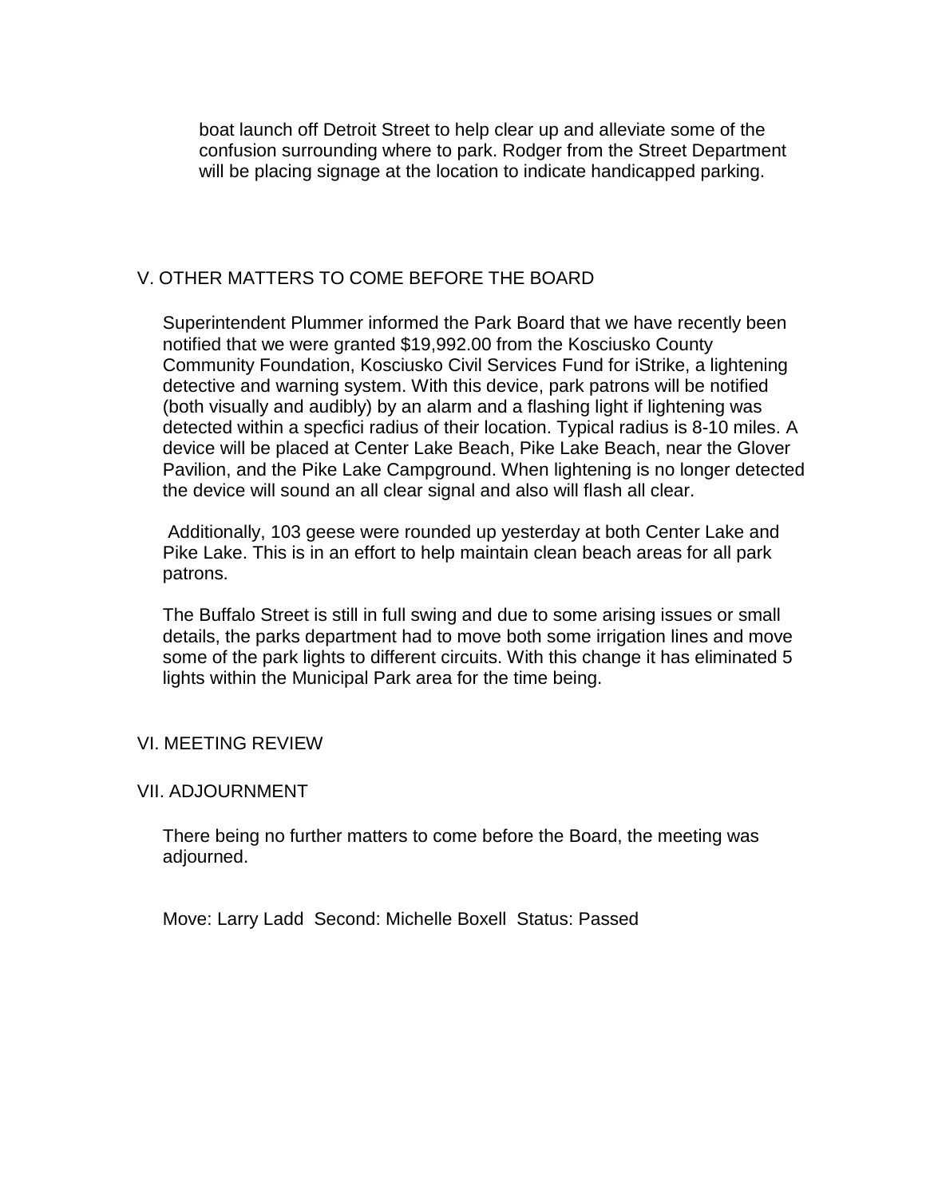boat launch off Detroit Street to help clear up and alleviate some of the confusion surrounding where to park. Rodger from the Street Department will be placing signage at the location to indicate handicapped parking.

## V. OTHER MATTERS TO COME BEFORE THE BOARD

Superintendent Plummer informed the Park Board that we have recently been notified that we were granted $19,992.00 from the Kosciusko County Community Foundation, Kosciusko Civil Services Fund for iStrike, a lightening detective and warning system. With this device, park patrons will be notified (both visually and audibly) by an alarm and a flashing light if lightening was detected within a specfici radius of their location. Typical radius is 8-10 miles. A device will be placed at Center Lake Beach, Pike Lake Beach, near the Glover Pavilion, and the Pike Lake Campground. When lightening is no longer detected the device will sound an all clear signal and also will flash all clear.

Additionally, 103 geese were rounded up yesterday at both Center Lake and Pike Lake. This is in an effort to help maintain clean beach areas for all park patrons.

The Buffalo Street is still in full swing and due to some arising issues or small details, the parks department had to move both some irrigation lines and move some of the park lights to different circuits. With this change it has eliminated 5 lights within the Municipal Park area for the time being.

## VI. MEETING REVIEW

## VII. ADJOURNMENT

There being no further matters to come before the Board, the meeting was adjourned.

Move: Larry Ladd Second: Michelle Boxell Status: Passed